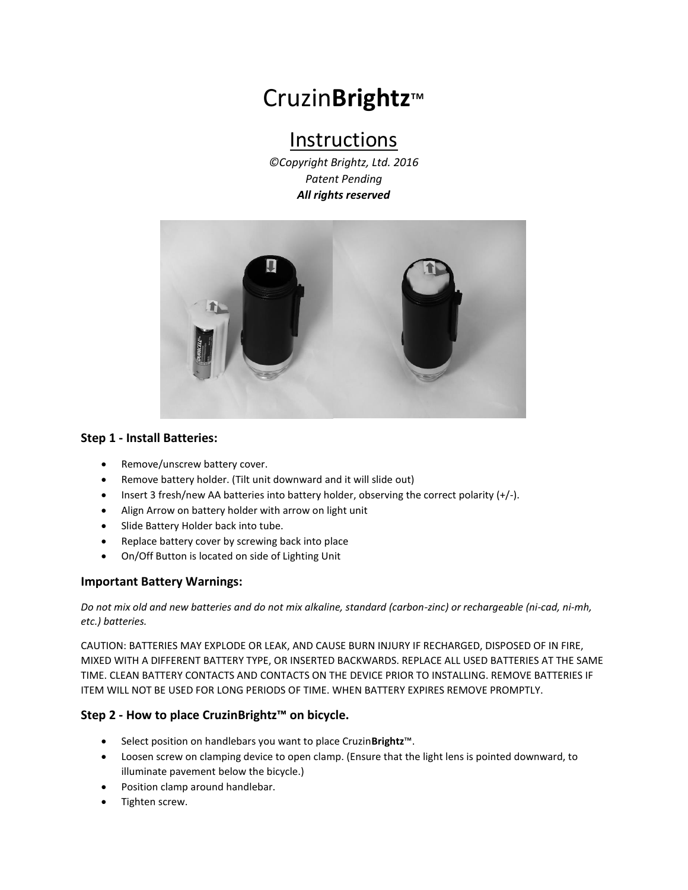# Cruzin**Brightz**™

## Instructions

*©Copyright Brightz, Ltd. 2016*
*Patent Pending*
***All rights reserved***

### Step 1 - Install Batteries:

- Remove/unscrew battery cover.
- Remove battery holder. (Tilt unit downward and it will slide out)
- Insert 3 fresh/new AA batteries into battery holder, observing the correct polarity (+/-).
- Align Arrow on battery holder with arrow on light unit
- Slide Battery Holder back into tube.
- Replace battery cover by screwing back into place
- On/Off Button is located on side of Lighting Unit

### Important Battery Warnings:

*Do not mix old and new batteries and do not mix alkaline, standard (carbon-zinc) or rechargeable (ni-cad, ni-mh, etc.) batteries.*

CAUTION: BATTERIES MAY EXPLODE OR LEAK, AND CAUSE BURN INJURY IF RECHARGED, DISPOSED OF IN FIRE, MIXED WITH A DIFFERENT BATTERY TYPE, OR INSERTED BACKWARDS. REPLACE ALL USED BATTERIES AT THE SAME TIME. CLEAN BATTERY CONTACTS AND CONTACTS ON THE DEVICE PRIOR TO INSTALLING. REMOVE BATTERIES IF ITEM WILL NOT BE USED FOR LONG PERIODS OF TIME. WHEN BATTERY EXPIRES REMOVE PROMPTLY.

### Step 2 - How to place CruzinBrightz™ on bicycle.

- Select position on handlebars you want to place Cruzin**Brightz**™.
- Loosen screw on clamping device to open clamp. (Ensure that the light lens is pointed downward, to illuminate pavement below the bicycle.)
- Position clamp around handlebar.
- Tighten screw.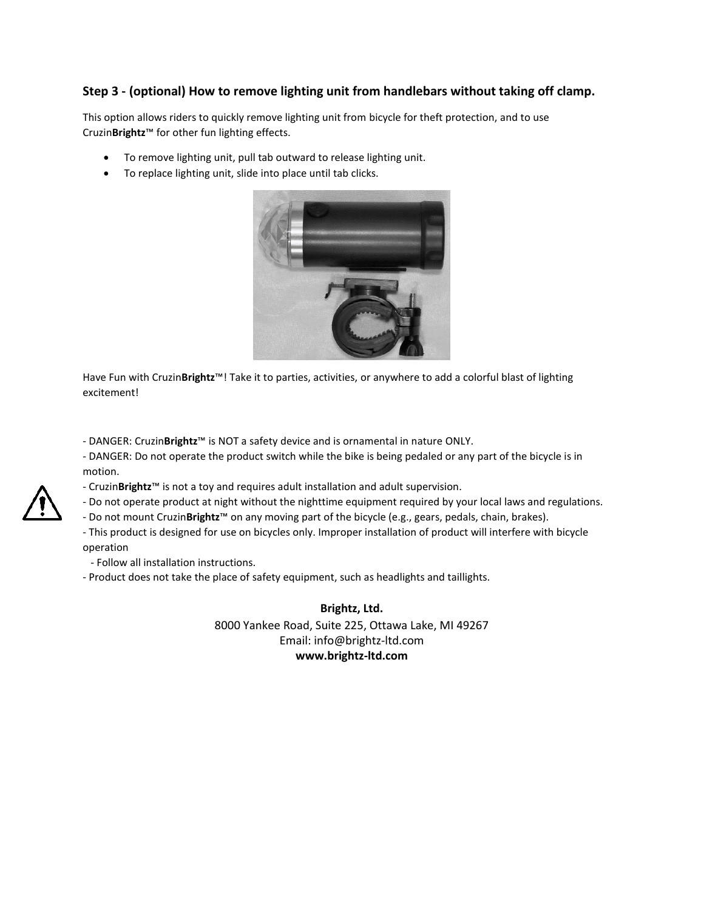### Step 3 - (optional) How to remove lighting unit from handlebars without taking off clamp.

This option allows riders to quickly remove lighting unit from bicycle for theft protection, and to use Cruzin**Brightz**™ for other fun lighting effects.

- To remove lighting unit, pull tab outward to release lighting unit.
- To replace lighting unit, slide into place until tab clicks.

Have Fun with Cruzin**Brightz**™! Take it to parties, activities, or anywhere to add a colorful blast of lighting excitement!

- DANGER: Cruzin**Brightz**™ is NOT a safety device and is ornamental in nature ONLY.
- DANGER: Do not operate the product switch while the bike is being pedaled or any part of the bicycle is in motion.
- Cruzin**Brightz**™ is not a toy and requires adult installation and adult supervision.
- Do not operate product at night without the nighttime equipment required by your local laws and regulations.
- Do not mount Cruzin**Brightz**™ on any moving part of the bicycle (e.g., gears, pedals, chain, brakes).
- This product is designed for use on bicycles only. Improper installation of product will interfere with bicycle operation
  - Follow all installation instructions.
- Product does not take the place of safety equipment, such as headlights and taillights.

**Brightz, Ltd.**
8000 Yankee Road, Suite 225, Ottawa Lake, MI 49267
Email: info@brightz-ltd.com
**www.brightz-ltd.com**